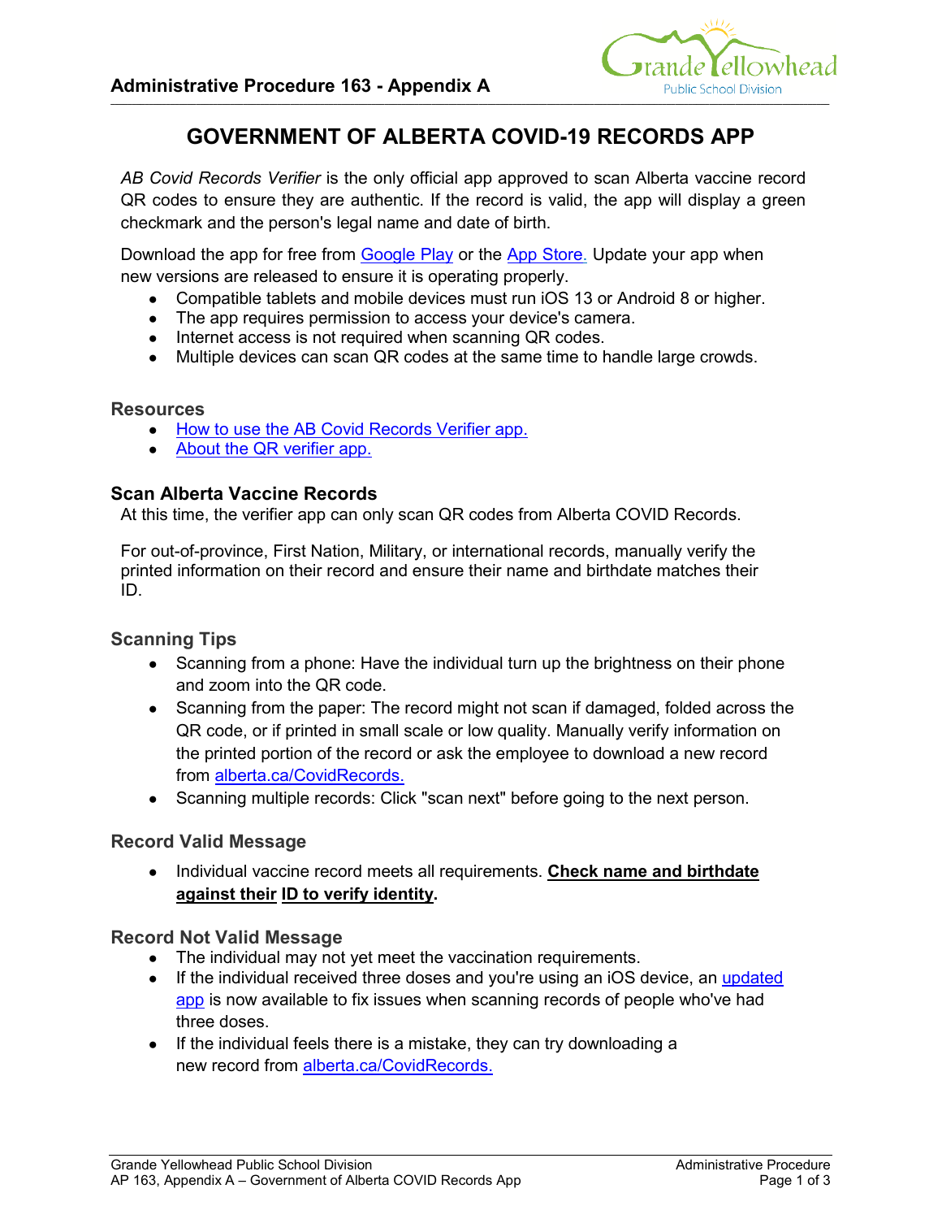# GOVERNMENT OF ALBERTA COVID-19 RECORDS APP

*AB Covid Records Verifier* is the only official app approved to scan Alberta vaccine record QR codes to ensure they are authentic. If the record is valid, the app will display a green checkmark and the person's legal name and date of birth.

Download the app for free from Google Play or the App Store. Update your app when new versions are released to ensure it is operating properly.

- Compatible tablets and mobile devices must run iOS 13 or Android 8 or higher.
- The app requires permission to access your device's camera.
- Internet access is not required when scanning QR codes.
- Multiple devices can scan QR codes at the same time to handle large crowds.

### Resources

- How to use the AB Covid Records Verifier app.
- About the QR verifier app.

## Scan Alberta Vaccine Records

At this time, the verifier app can only scan QR codes from Alberta COVID Records.

For out-of-province, First Nation, Military, or international records, manually verify the printed information on their record and ensure their name and birthdate matches their ID.

### Scanning Tips

- Scanning from a phone: Have the individual turn up the brightness on their phone and zoom into the QR code.
- Scanning from the paper: The record might not scan if damaged, folded across the QR code, or if printed in small scale or low quality. Manually verify information on the printed portion of the record or ask the employee to download a new record from alberta.ca/CovidRecords.
- Scanning multiple records: Click "scan next" before going to the next person.

### Record Valid Message

- Individual vaccine record meets all requirements. **Check name and birthdate against their ID to verify identity.**

### Record Not Valid Message

- The individual may not yet meet the vaccination requirements.
- If the individual received three doses and you're using an iOS device, an updated app is now available to fix issues when scanning records of people who've had three doses.
- If the individual feels there is a mistake, they can try downloading a new record from alberta.ca/CovidRecords.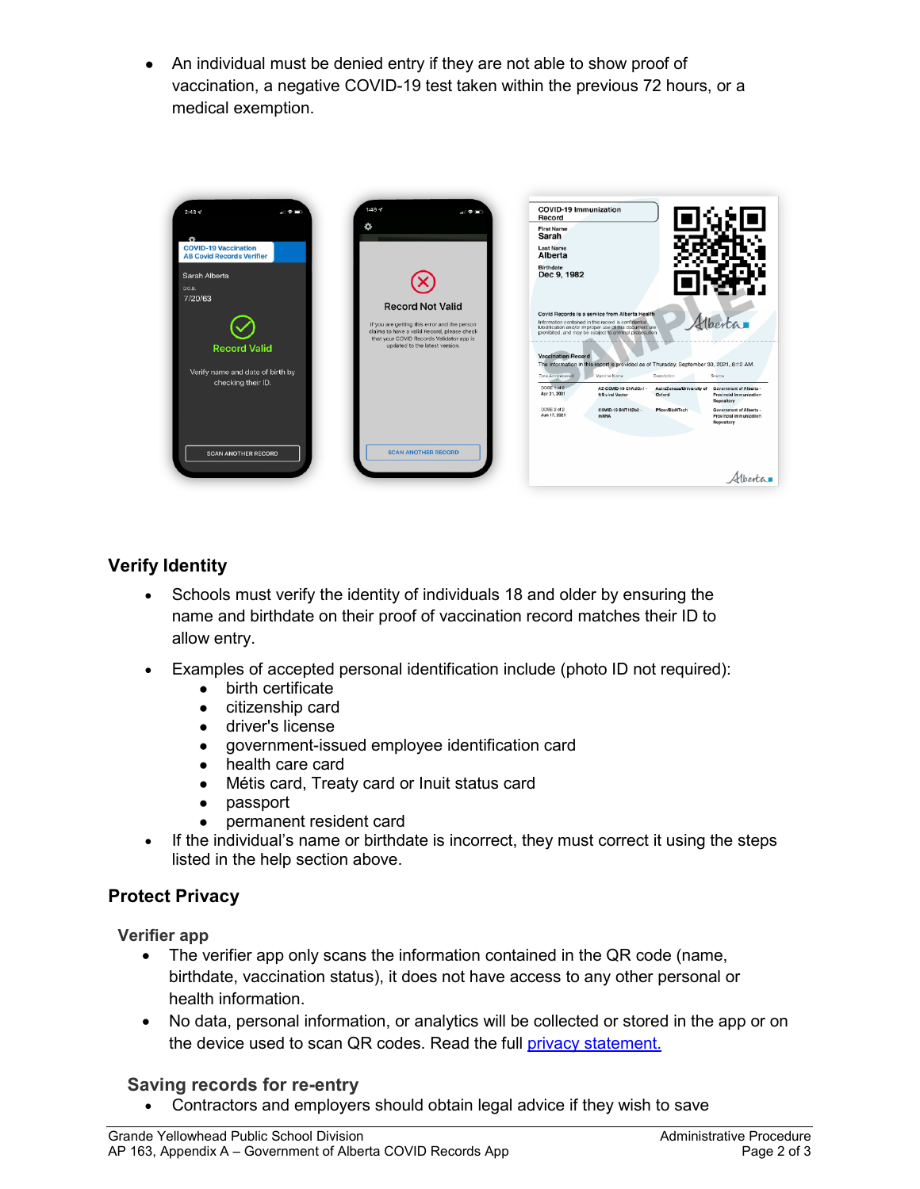- An individual must be denied entry if they are not able to show proof of vaccination, a negative COVID-19 test taken within the previous 72 hours, or a medical exemption.

## Verify Identity

- Schools must verify the identity of individuals 18 and older by ensuring the name and birthdate on their proof of vaccination record matches their ID to allow entry.
- Examples of accepted personal identification include (photo ID not required):
  - birth certificate
  - citizenship card
  - driver's license
  - government-issued employee identification card
  - health care card
  - Métis card, Treaty card or Inuit status card
  - passport
  - permanent resident card
- If the individual's name or birthdate is incorrect, they must correct it using the steps listed in the help section above.

## Protect Privacy

### Verifier app

- The verifier app only scans the information contained in the QR code (name, birthdate, vaccination status), it does not have access to any other personal or health information.
- No data, personal information, or analytics will be collected or stored in the app or on the device used to scan QR codes. Read the full privacy statement.

### Saving records for re-entry

- Contractors and employers should obtain legal advice if they wish to save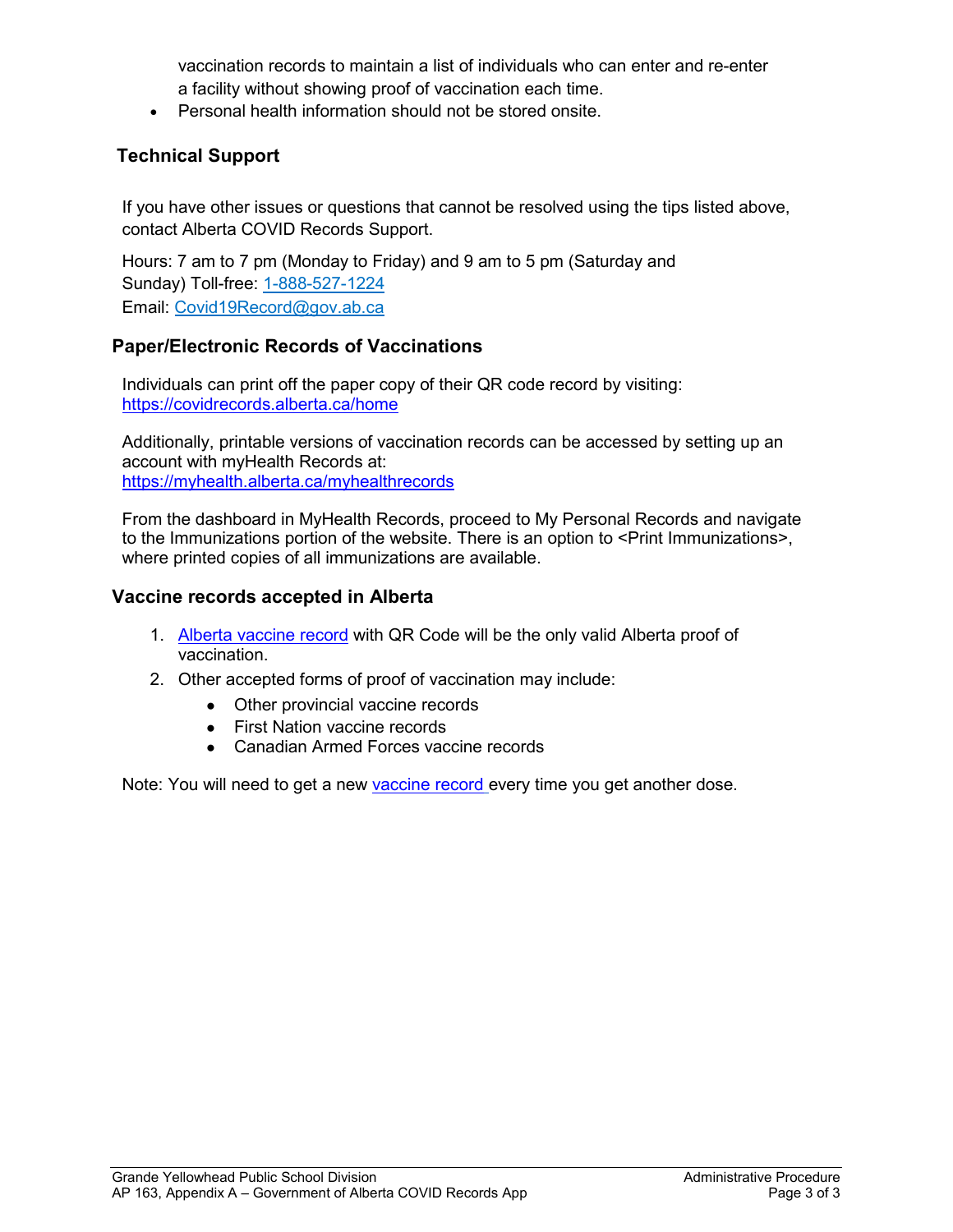vaccination records to maintain a list of individuals who can enter and re-enter a facility without showing proof of vaccination each time.

- Personal health information should not be stored onsite.

## Technical Support

If you have other issues or questions that cannot be resolved using the tips listed above, contact Alberta COVID Records Support.

Hours: 7 am to 7 pm (Monday to Friday) and 9 am to 5 pm (Saturday and Sunday) Toll-free: 1-888-527-1224
Email: Covid19Record@gov.ab.ca

## Paper/Electronic Records of Vaccinations

Individuals can print off the paper copy of their QR code record by visiting: https://covidrecords.alberta.ca/home

Additionally, printable versions of vaccination records can be accessed by setting up an account with myHealth Records at: https://myhealth.alberta.ca/myhealthrecords

From the dashboard in MyHealth Records, proceed to My Personal Records and navigate to the Immunizations portion of the website. There is an option to <Print Immunizations>, where printed copies of all immunizations are available.

## Vaccine records accepted in Alberta

1. Alberta vaccine record with QR Code will be the only valid Alberta proof of vaccination.
2. Other accepted forms of proof of vaccination may include:
   - Other provincial vaccine records
   - First Nation vaccine records
   - Canadian Armed Forces vaccine records

Note: You will need to get a new vaccine record every time you get another dose.